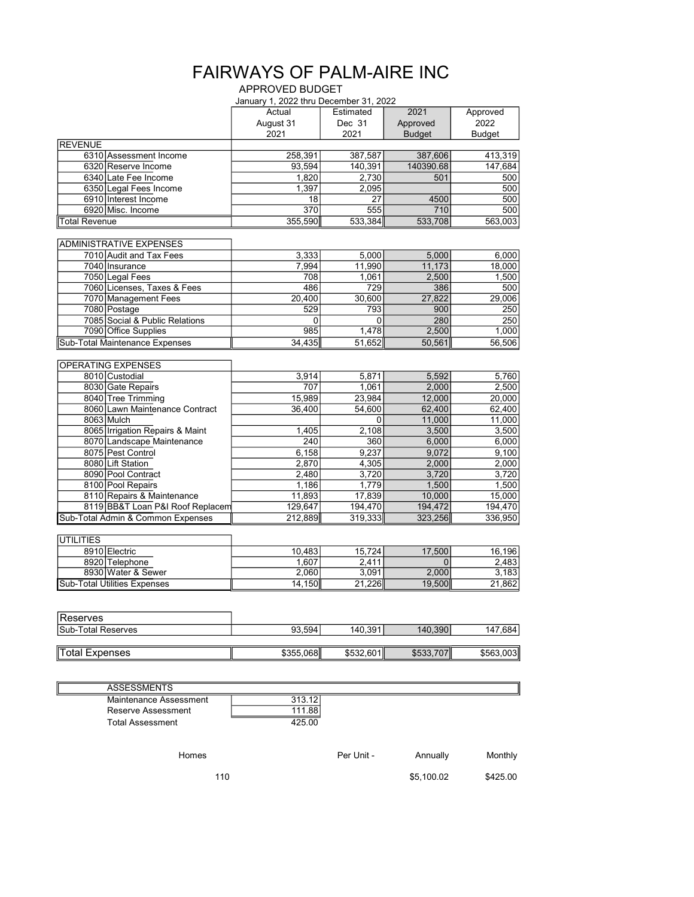# FAIRWAYS OF PALM-AIRE INC

## APPROVED BUDGET

January 1, 2022 thru December 31, 2022

| | Actual August 31 2021 | Estimated Dec 31 2021 | 2021 Approved Budget | Approved 2022 Budget |
|---|---|---|---|---|
| **REVENUE** | | | | |
| 6310 Assessment Income | 258,391 | 387,587 | 387,606 | 413,319 |
| 6320 Reserve Income | 93,594 | 140,391 | 140390.68 | 147,684 |
| 6340 Late Fee Income | 1,820 | 2,730 | 501 | 500 |
| 6350 Legal Fees Income | 1,397 | 2,095 | | 500 |
| 6910 Interest Income | 18 | 27 | 4500 | 500 |
| 6920 Misc. Income | 370 | 555 | 710 | 500 |
| Total Revenue | 355,590 | 533,384 | 533,708 | 563,003 |
| **ADMINISTRATIVE EXPENSES** | | | | |
| 7010 Audit and Tax Fees | 3,333 | 5,000 | 5,000 | 6,000 |
| 7040 Insurance | 7,994 | 11,990 | 11,173 | 18,000 |
| 7050 Legal Fees | 708 | 1,061 | 2,500 | 1,500 |
| 7060 Licenses, Taxes & Fees | 486 | 729 | 386 | 500 |
| 7070 Management Fees | 20,400 | 30,600 | 27,822 | 29,006 |
| 7080 Postage | 529 | 793 | 900 | 250 |
| 7085 Social & Public Relations | 0 | 0 | 280 | 250 |
| 7090 Office Supplies | 985 | 1,478 | 2,500 | 1,000 |
| Sub-Total Maintenance Expenses | 34,435 | 51,652 | 50,561 | 56,506 |
| **OPERATING EXPENSES** | | | | |
| 8010 Custodial | 3,914 | 5,871 | 5,592 | 5,760 |
| 8030 Gate Repairs | 707 | 1,061 | 2,000 | 2,500 |
| 8040 Tree Trimming | 15,989 | 23,984 | 12,000 | 20,000 |
| 8060 Lawn Maintenance Contract | 36,400 | 54,600 | 62,400 | 62,400 |
| 8063 Mulch | | 0 | 11,000 | 11,000 |
| 8065 Irrigation Repairs & Maint | 1,405 | 2,108 | 3,500 | 3,500 |
| 8070 Landscape Maintenance | 240 | 360 | 6,000 | 6,000 |
| 8075 Pest Control | 6,158 | 9,237 | 9,072 | 9,100 |
| 8080 Lift Station | 2,870 | 4,305 | 2,000 | 2,000 |
| 8090 Pool Contract | 2,480 | 3,720 | 3,720 | 3,720 |
| 8100 Pool Repairs | 1,186 | 1,779 | 1,500 | 1,500 |
| 8110 Repairs & Maintenance | 11,893 | 17,839 | 10,000 | 15,000 |
| 8119 BB&T Loan P&I Roof Replacem | 129,647 | 194,470 | 194,472 | 194,470 |
| Sub-Total Admin & Common Expenses | 212,889 | 319,333 | 323,256 | 336,950 |
| **UTILITIES** | | | | |
| 8910 Electric | 10,483 | 15,724 | 17,500 | 16,196 |
| 8920 Telephone | 1,607 | 2,411 | 0 | 2,483 |
| 8930 Water & Sewer | 2,060 | 3,091 | 2,000 | 3,183 |
| Sub-Total Utilities Expenses | 14,150 | 21,226 | 19,500 | 21,862 |
| **Reserves** | | | | |
| Sub-Total Reserves | 93,594 | 140,391 | 140,390 | 147,684 |
| **Total Expenses** | $355,068 | $532,601 | $533,707 | $563,003 |

| ASSESSMENTS | |
|---|---|
| Maintenance Assessment | 313.12 |
| Reserve Assessment | 111.88 |
| Total Assessment | 425.00 |

| Homes | Per Unit - | Annually | Monthly |
|---|---|---|---|
| 110 | | $5,100.02 | $425.00 |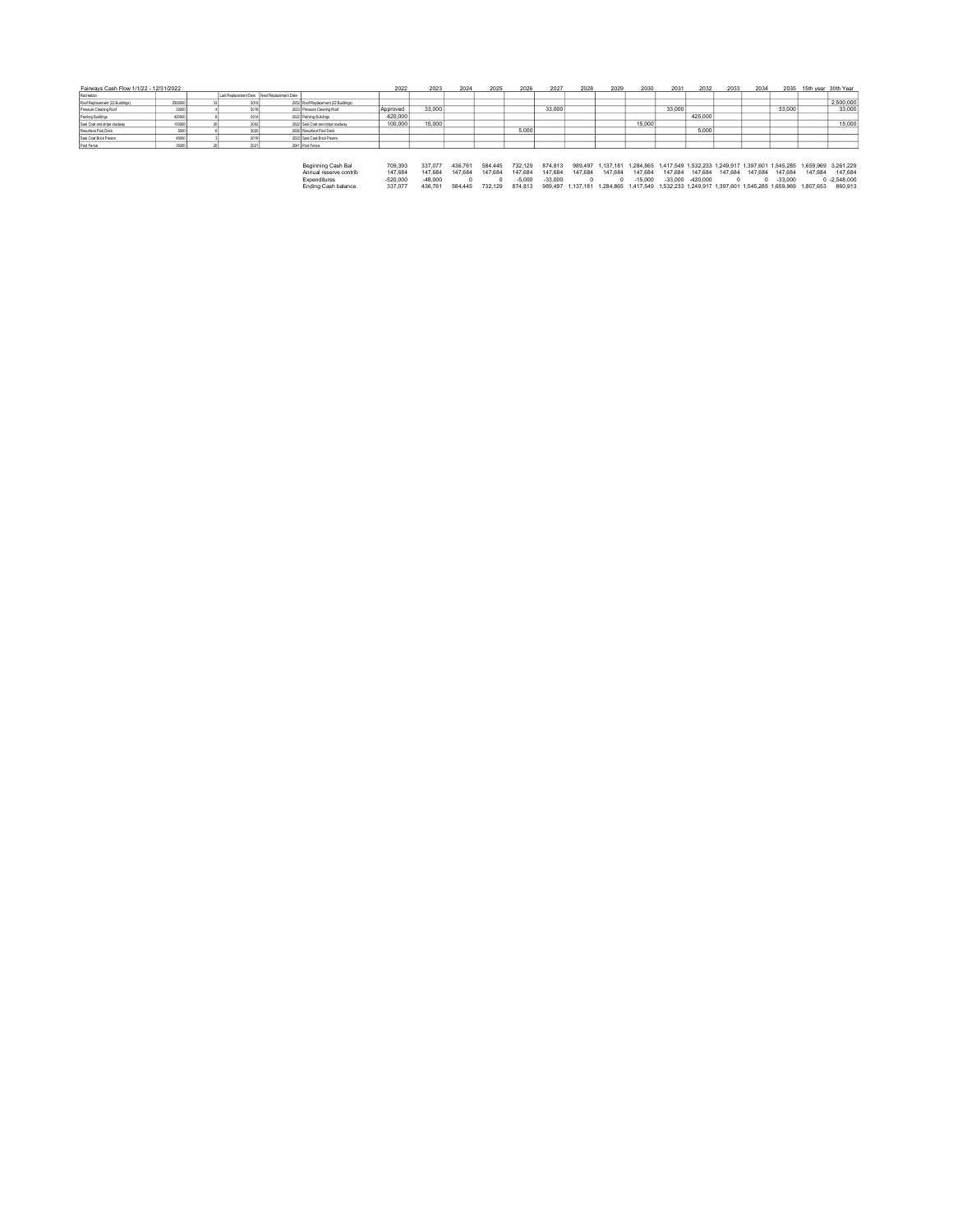Fairways Cash Flow 1/1/22 - 12/31/2022

| Recreation | | | Last Replacement Date | Next Replacement Date | | 2022 | 2023 | 2024 | 2025 | 2026 | 2027 | 2028 | 2029 | 2030 | 2031 | 2032 | 2033 | 2034 | 2035 | 15th year | 30th Year |
|---|---|---|---|---|---|---|---|---|---|---|---|---|---|---|---|---|---|---|---|---|---|
| Roof Replacement (22 Buildings) | 2500000 | 33 | 2019 | 2052 | Roof Replacement (22 Buildings) | | | | | | | | | | | | | | | | 2,500,000 |
| Pressure Cleaning Roof | 33000 | 4 | 2018 | 2023 | Pressure Cleaning Roof | Approved | 33,000 | | | | 33,000 | | | | 33,000 | | | | 33,000 | | 33,000 |
| Painting Buildings | 420000 | 8 | 2014 | 2022 | Painting Buildings | 420,000 | | | | | | | | | | 425,000 | | | | | |
| Seal Coat and stripe roadway | 100000 | 20 | 2002 | 2022 | Seal Coat and stripe roadway | 100,000 | 15,000 | | | | | | | 15,000 | | | | | | | 15,000 |
| Resurface Pool Deck | 5000 | 6 | 2020 | 2026 | Resurface Pool Deck | | | | | 5,000 | | | | | | 5,000 | | | | | |
| Seal Coat Brick Pavers | 45000 | 3 | 2019 | 2022 | Seal Coat Brick Pavers | | | | | | | | | | | | | | | | |
| Pool Fence | 35000 | 20 | 2021 | 2041 | Pool Fence | | | | | | | | | | | | | | | | |

| | 2022 | 2023 | 2024 | 2025 | 2026 | 2027 | 2028 | 2029 | 2030 | 2031 | 2032 | 2033 | 2034 | 2035 | 15th year | 30th Year |
|---|---|---|---|---|---|---|---|---|---|---|---|---|---|---|---|---|
| Beginning Cash Bal | 709,393 | 337,077 | 436,761 | 584,445 | 732,129 | 874,813 | 989,497 | 1,137,181 | 1,284,865 | 1,417,549 | 1,532,233 | 1,249,917 | 1,397,601 | 1,545,285 | 1,659,969 | 3,261,229 |
| Annual reserve contrib | 147,684 | 147,684 | 147,684 | 147,684 | 147,684 | 147,684 | 147,684 | 147,684 | 147,684 | 147,684 | 147,684 | 147,684 | 147,684 | 147,684 | 147,684 | 147,684 |
| Expenditures | -520,000 | -48,000 | 0 | 0 | -5,000 | -33,000 | 0 | 0 | -15,000 | -33,000 | -430,000 | 0 | 0 | -33,000 | 0 | -2,548,000 |
| Ending Cash balance | 337,077 | 436,761 | 584,445 | 732,129 | 874,813 | 989,497 | 1,137,181 | 1,284,865 | 1,417,549 | 1,532,233 | 1,249,917 | 1,397,601 | 1,545,285 | 1,659,969 | 1,807,653 | 860,913 |